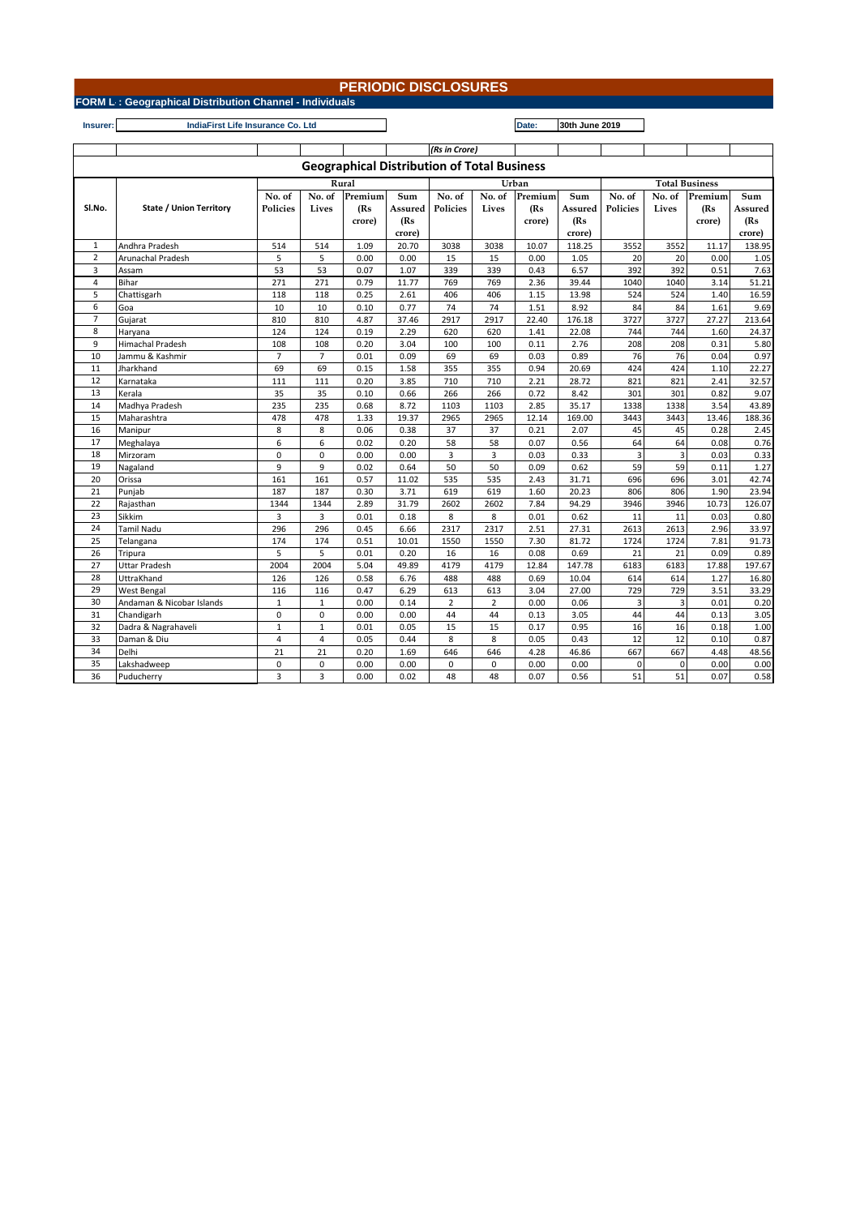# PERIODIC DISCLOSURES

**FORM L : Geographical Distribution Channel - Individuals**

**Insurer:** IndiaFirst Life Insurance Co. Ltd

**Date:** 30th June 2019

*(Rs in Crore)*

## Geographical Distribution of Total Business

| Sl.No. | State / Union Territory | Rural | | | | Urban | | | | Total Business | | | |
|---|---|---|---|---|---|---|---|---|---|---|---|---|---|
| | | No. of Policies | No. of Lives | Premium (Rs crore) | Sum Assured (Rs crore) | No. of Policies | No. of Lives | Premium (Rs crore) | Sum Assured (Rs crore) | No. of Policies | No. of Lives | Premium (Rs crore) | Sum Assured (Rs crore) |
| 1 | Andhra Pradesh | 514 | 514 | 1.09 | 20.70 | 3038 | 3038 | 10.07 | 118.25 | 3552 | 3552 | 11.17 | 138.95 |
| 2 | Arunachal Pradesh | 5 | 5 | 0.00 | 0.00 | 15 | 15 | 0.00 | 1.05 | 20 | 20 | 0.00 | 1.05 |
| 3 | Assam | 53 | 53 | 0.07 | 1.07 | 339 | 339 | 0.43 | 6.57 | 392 | 392 | 0.51 | 7.63 |
| 4 | Bihar | 271 | 271 | 0.79 | 11.77 | 769 | 769 | 2.36 | 39.44 | 1040 | 1040 | 3.14 | 51.21 |
| 5 | Chattisgarh | 118 | 118 | 0.25 | 2.61 | 406 | 406 | 1.15 | 13.98 | 524 | 524 | 1.40 | 16.59 |
| 6 | Goa | 10 | 10 | 0.10 | 0.77 | 74 | 74 | 1.51 | 8.92 | 84 | 84 | 1.61 | 9.69 |
| 7 | Gujarat | 810 | 810 | 4.87 | 37.46 | 2917 | 2917 | 22.40 | 176.18 | 3727 | 3727 | 27.27 | 213.64 |
| 8 | Haryana | 124 | 124 | 0.19 | 2.29 | 620 | 620 | 1.41 | 22.08 | 744 | 744 | 1.60 | 24.37 |
| 9 | Himachal Pradesh | 108 | 108 | 0.20 | 3.04 | 100 | 100 | 0.11 | 2.76 | 208 | 208 | 0.31 | 5.80 |
| 10 | Jammu & Kashmir | 7 | 7 | 0.01 | 0.09 | 69 | 69 | 0.03 | 0.89 | 76 | 76 | 0.04 | 0.97 |
| 11 | Jharkhand | 69 | 69 | 0.15 | 1.58 | 355 | 355 | 0.94 | 20.69 | 424 | 424 | 1.10 | 22.27 |
| 12 | Karnataka | 111 | 111 | 0.20 | 3.85 | 710 | 710 | 2.21 | 28.72 | 821 | 821 | 2.41 | 32.57 |
| 13 | Kerala | 35 | 35 | 0.10 | 0.66 | 266 | 266 | 0.72 | 8.42 | 301 | 301 | 0.82 | 9.07 |
| 14 | Madhya Pradesh | 235 | 235 | 0.68 | 8.72 | 1103 | 1103 | 2.85 | 35.17 | 1338 | 1338 | 3.54 | 43.89 |
| 15 | Maharashtra | 478 | 478 | 1.33 | 19.37 | 2965 | 2965 | 12.14 | 169.00 | 3443 | 3443 | 13.46 | 188.36 |
| 16 | Manipur | 8 | 8 | 0.06 | 0.38 | 37 | 37 | 0.21 | 2.07 | 45 | 45 | 0.28 | 2.45 |
| 17 | Meghalaya | 6 | 6 | 0.02 | 0.20 | 58 | 58 | 0.07 | 0.56 | 64 | 64 | 0.08 | 0.76 |
| 18 | Mirzoram | 0 | 0 | 0.00 | 0.00 | 3 | 3 | 0.03 | 0.33 | 3 | 3 | 0.03 | 0.33 |
| 19 | Nagaland | 9 | 9 | 0.02 | 0.64 | 50 | 50 | 0.09 | 0.62 | 59 | 59 | 0.11 | 1.27 |
| 20 | Orissa | 161 | 161 | 0.57 | 11.02 | 535 | 535 | 2.43 | 31.71 | 696 | 696 | 3.01 | 42.74 |
| 21 | Punjab | 187 | 187 | 0.30 | 3.71 | 619 | 619 | 1.60 | 20.23 | 806 | 806 | 1.90 | 23.94 |
| 22 | Rajasthan | 1344 | 1344 | 2.89 | 31.79 | 2602 | 2602 | 7.84 | 94.29 | 3946 | 3946 | 10.73 | 126.07 |
| 23 | Sikkim | 3 | 3 | 0.01 | 0.18 | 8 | 8 | 0.01 | 0.62 | 11 | 11 | 0.03 | 0.80 |
| 24 | Tamil Nadu | 296 | 296 | 0.45 | 6.66 | 2317 | 2317 | 2.51 | 27.31 | 2613 | 2613 | 2.96 | 33.97 |
| 25 | Telangana | 174 | 174 | 0.51 | 10.01 | 1550 | 1550 | 7.30 | 81.72 | 1724 | 1724 | 7.81 | 91.73 |
| 26 | Tripura | 5 | 5 | 0.01 | 0.20 | 16 | 16 | 0.08 | 0.69 | 21 | 21 | 0.09 | 0.89 |
| 27 | Uttar Pradesh | 2004 | 2004 | 5.04 | 49.89 | 4179 | 4179 | 12.84 | 147.78 | 6183 | 6183 | 17.88 | 197.67 |
| 28 | UttraKhand | 126 | 126 | 0.58 | 6.76 | 488 | 488 | 0.69 | 10.04 | 614 | 614 | 1.27 | 16.80 |
| 29 | West Bengal | 116 | 116 | 0.47 | 6.29 | 613 | 613 | 3.04 | 27.00 | 729 | 729 | 3.51 | 33.29 |
| 30 | Andaman & Nicobar Islands | 1 | 1 | 0.00 | 0.14 | 2 | 2 | 0.00 | 0.06 | 3 | 3 | 0.01 | 0.20 |
| 31 | Chandigarh | 0 | 0 | 0.00 | 0.00 | 44 | 44 | 0.13 | 3.05 | 44 | 44 | 0.13 | 3.05 |
| 32 | Dadra & Nagrahaveli | 1 | 1 | 0.01 | 0.05 | 15 | 15 | 0.17 | 0.95 | 16 | 16 | 0.18 | 1.00 |
| 33 | Daman & Diu | 4 | 4 | 0.05 | 0.44 | 8 | 8 | 0.05 | 0.43 | 12 | 12 | 0.10 | 0.87 |
| 34 | Delhi | 21 | 21 | 0.20 | 1.69 | 646 | 646 | 4.28 | 46.86 | 667 | 667 | 4.48 | 48.56 |
| 35 | Lakshadweep | 0 | 0 | 0.00 | 0.00 | 0 | 0 | 0.00 | 0.00 | 0 | 0 | 0.00 | 0.00 |
| 36 | Puducherry | 3 | 3 | 0.00 | 0.02 | 48 | 48 | 0.07 | 0.56 | 51 | 51 | 0.07 | 0.58 |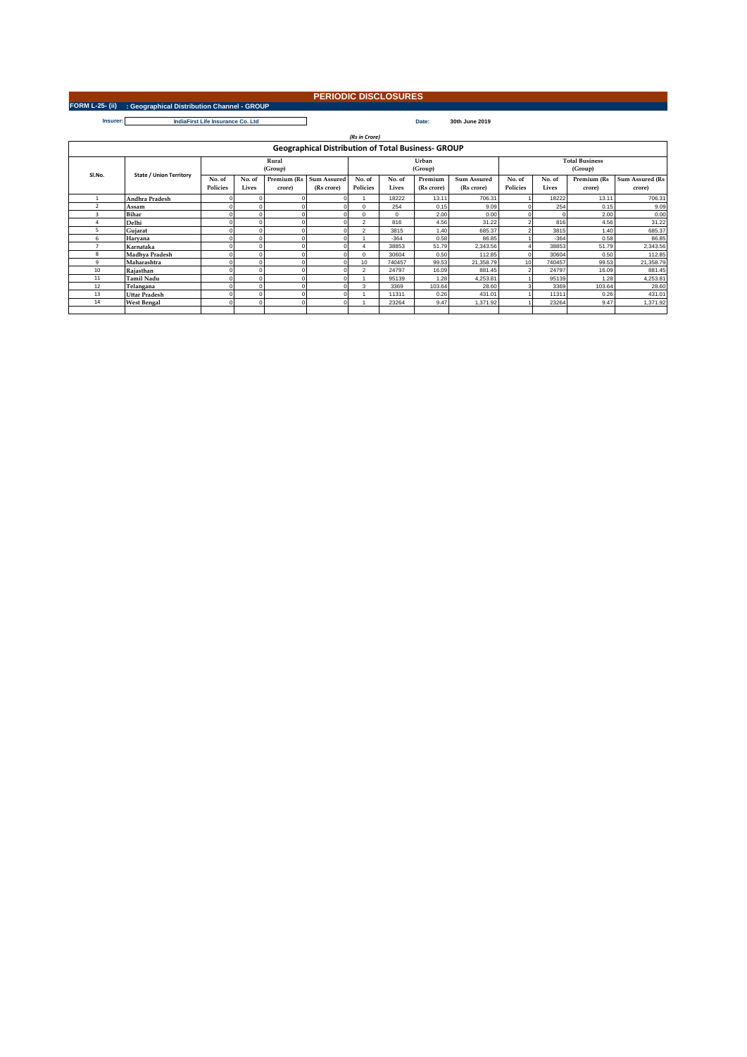# PERIODIC DISCLOSURES

**FORM L-25- (ii)** : Geographical Distribution Channel - GROUP

**Insurer:** IndiaFirst Life Insurance Co. Ltd **Date:** 30th June 2019

*(Rs in Crore)*

## Geographical Distribution of Total Business- GROUP

| Sl.No. | State / Union Territory | Rural (Group) | | | | Urban (Group) | | | | Total Business (Group) | | | |
|---|---|---|---|---|---|---|---|---|---|---|---|---|---|
| | | No. of Policies | No. of Lives | Premium (Rs crore) | Sum Assured (Rs crore) | No. of Policies | No. of Lives | Premium (Rs crore) | Sum Assured (Rs crore) | No. of Policies | No. of Lives | Premium (Rs crore) | Sum Assured (Rs crore) |
| 1 | Andhra Pradesh | 0 | 0 | 0 | 0 | 1 | 18222 | 13.11 | 706.31 | 1 | 18222 | 13.11 | 706.31 |
| 2 | Assam | 0 | 0 | 0 | 0 | 0 | 254 | 0.15 | 9.09 | 0 | 254 | 0.15 | 9.09 |
| 3 | Bihar | 0 | 0 | 0 | 0 | 0 | 0 | 2.00 | 0.00 | 0 | 0 | 2.00 | 0.00 |
| 4 | Delhi | 0 | 0 | 0 | 0 | 2 | 816 | 4.56 | 31.22 | 2 | 816 | 4.56 | 31.22 |
| 5 | Gujarat | 0 | 0 | 0 | 0 | 2 | 3815 | 1.40 | 685.37 | 2 | 3815 | 1.40 | 685.37 |
| 6 | Haryana | 0 | 0 | 0 | 0 | 1 | -364 | 0.58 | 86.85 | 1 | -364 | 0.58 | 86.85 |
| 7 | Karnataka | 0 | 0 | 0 | 0 | 4 | 38853 | 51.79 | 2,343.56 | 4 | 38853 | 51.79 | 2,343.56 |
| 8 | Madhya Pradesh | 0 | 0 | 0 | 0 | 0 | 30604 | 0.50 | 112.85 | 0 | 30604 | 0.50 | 112.85 |
| 9 | Maharashtra | 0 | 0 | 0 | 0 | 10 | 740457 | 99.53 | 21,358.79 | 10 | 740457 | 99.53 | 21,358.79 |
| 10 | Rajasthan | 0 | 0 | 0 | 0 | 2 | 24797 | 16.09 | 881.45 | 2 | 24797 | 16.09 | 881.45 |
| 11 | Tamil Nadu | 0 | 0 | 0 | 0 | 1 | 95139 | 1.28 | 4,253.81 | 1 | 95139 | 1.28 | 4,253.81 |
| 12 | Telangana | 0 | 0 | 0 | 0 | 3 | 3369 | 103.64 | 28.60 | 3 | 3369 | 103.64 | 28.60 |
| 13 | Uttar Pradesh | 0 | 0 | 0 | 0 | 1 | 11311 | 0.26 | 431.01 | 1 | 11311 | 0.26 | 431.01 |
| 14 | West Bengal | 0 | 0 | 0 | 0 | 1 | 23264 | 9.47 | 1,371.92 | 1 | 23264 | 9.47 | 1,371.92 |